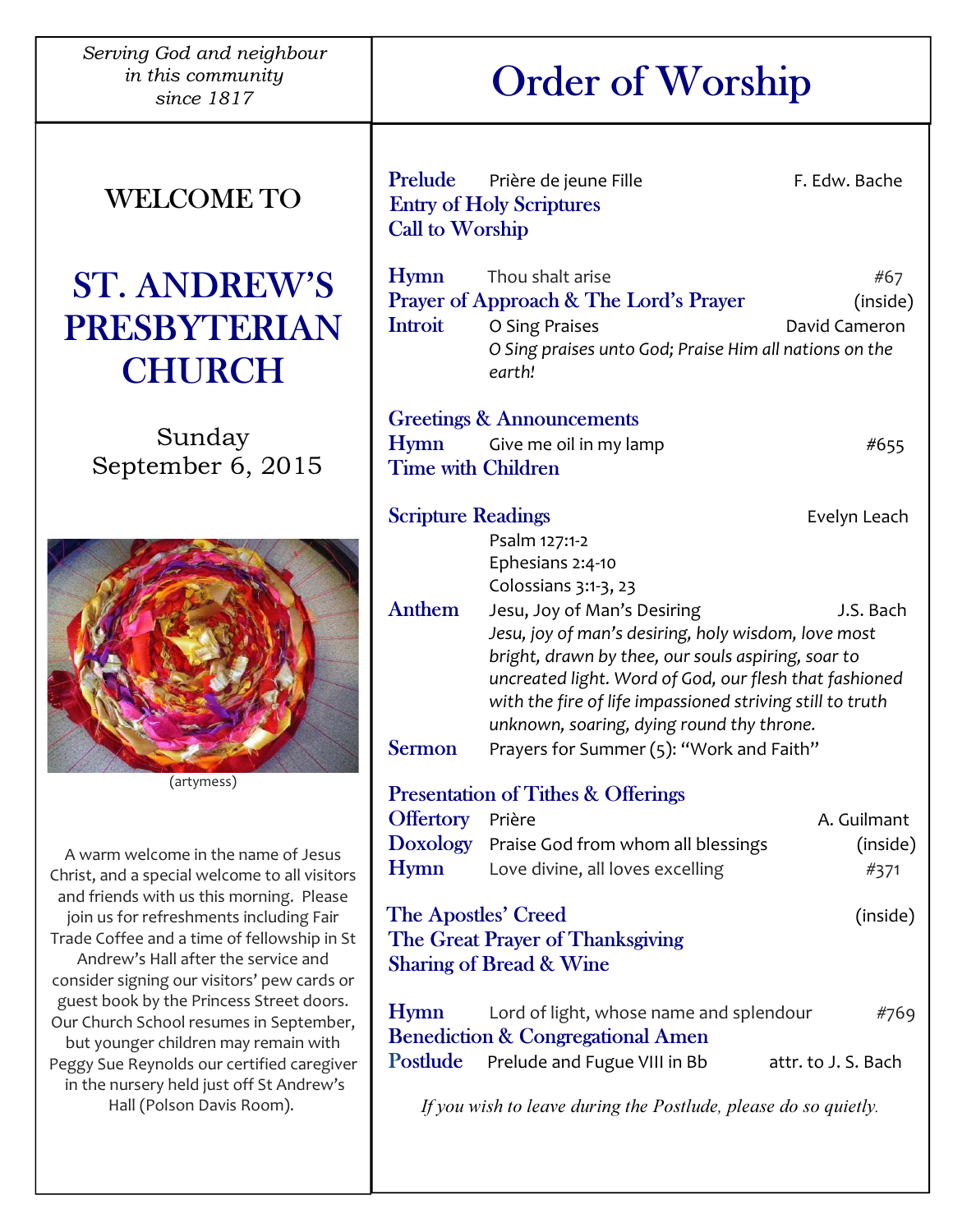*Serving God and neighbour in this community since 1817*

WELCOME TO

# ST. ANDREW'S PRESBYTERIAN CHURCH

Sunday
September 6, 2015

(artymess)

A warm welcome in the name of Jesus Christ, and a special welcome to all visitors and friends with us this morning. Please join us for refreshments including Fair Trade Coffee and a time of fellowship in St Andrew's Hall after the service and consider signing our visitors' pew cards or guest book by the Princess Street doors. Our Church School resumes in September, but younger children may remain with Peggy Sue Reynolds our certified caregiver in the nursery held just off St Andrew's Hall (Polson Davis Room).

# Order of Worship

**Prelude** Prière de jeune Fille — F. Edw. Bache
**Entry of Holy Scriptures**
**Call to Worship**

**Hymn** Thou shalt arise — #67
**Prayer of Approach & The Lord's Prayer** — (inside)
**Introit** O Sing Praises — David Cameron
*O Sing praises unto God; Praise Him all nations on the earth!*

**Greetings & Announcements**
**Hymn** Give me oil in my lamp — #655
**Time with Children**

**Scripture Readings** — Evelyn Leach
Psalm 127:1-2
Ephesians 2:4-10
Colossians 3:1-3, 23
**Anthem** Jesu, Joy of Man's Desiring — J.S. Bach
*Jesu, joy of man's desiring, holy wisdom, love most bright, drawn by thee, our souls aspiring, soar to uncreated light. Word of God, our flesh that fashioned with the fire of life impassioned striving still to truth unknown, soaring, dying round thy throne.*
**Sermon** Prayers for Summer (5): "Work and Faith"

**Presentation of Tithes & Offerings**
**Offertory** Prière — A. Guilmant
**Doxology** Praise God from whom all blessings — (inside)
**Hymn** Love divine, all loves excelling — #371

**The Apostles' Creed** — (inside)
**The Great Prayer of Thanksgiving**
**Sharing of Bread & Wine**

**Hymn** Lord of light, whose name and splendour — #769
**Benediction & Congregational Amen**
**Postlude** Prelude and Fugue VIII in Bb — attr. to J. S. Bach

*If you wish to leave during the Postlude, please do so quietly.*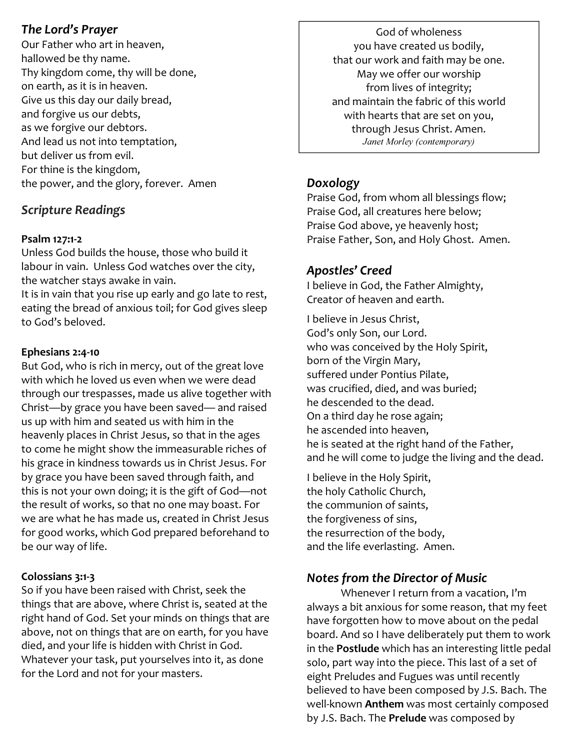## *The Lord's Prayer*

Our Father who art in heaven,
hallowed be thy name.
Thy kingdom come, thy will be done,
on earth, as it is in heaven.
Give us this day our daily bread,
and forgive us our debts,
as we forgive our debtors.
And lead us not into temptation,
but deliver us from evil.
For thine is the kingdom,
the power, and the glory, forever. Amen

## *Scripture Readings*

**Psalm 127:1-2**

Unless God builds the house, those who build it labour in vain. Unless God watches over the city, the watcher stays awake in vain.
It is in vain that you rise up early and go late to rest, eating the bread of anxious toil; for God gives sleep to God's beloved.

**Ephesians 2:4-10**

But God, who is rich in mercy, out of the great love with which he loved us even when we were dead through our trespasses, made us alive together with Christ—by grace you have been saved— and raised us up with him and seated us with him in the heavenly places in Christ Jesus, so that in the ages to come he might show the immeasurable riches of his grace in kindness towards us in Christ Jesus. For by grace you have been saved through faith, and this is not your own doing; it is the gift of God—not the result of works, so that no one may boast. For we are what he has made us, created in Christ Jesus for good works, which God prepared beforehand to be our way of life.

**Colossians 3:1-3**

So if you have been raised with Christ, seek the things that are above, where Christ is, seated at the right hand of God. Set your minds on things that are above, not on things that are on earth, for you have died, and your life is hidden with Christ in God. Whatever your task, put yourselves into it, as done for the Lord and not for your masters.

God of wholeness
you have created us bodily,
that our work and faith may be one.
May we offer our worship
from lives of integrity;
and maintain the fabric of this world
with hearts that are set on you,
through Jesus Christ. Amen.
*Janet Morley (contemporary)*

## *Doxology*

Praise God, from whom all blessings flow;
Praise God, all creatures here below;
Praise God above, ye heavenly host;
Praise Father, Son, and Holy Ghost. Amen.

## *Apostles' Creed*

I believe in God, the Father Almighty,
Creator of heaven and earth.

I believe in Jesus Christ,
God's only Son, our Lord.
who was conceived by the Holy Spirit,
born of the Virgin Mary,
suffered under Pontius Pilate,
was crucified, died, and was buried;
he descended to the dead.
On a third day he rose again;
he ascended into heaven,
he is seated at the right hand of the Father,
and he will come to judge the living and the dead.

I believe in the Holy Spirit,
the holy Catholic Church,
the communion of saints,
the forgiveness of sins,
the resurrection of the body,
and the life everlasting. Amen.

## *Notes from the Director of Music*

Whenever I return from a vacation, I'm always a bit anxious for some reason, that my feet have forgotten how to move about on the pedal board. And so I have deliberately put them to work in the **Postlude** which has an interesting little pedal solo, part way into the piece. This last of a set of eight Preludes and Fugues was until recently believed to have been composed by J.S. Bach. The well-known **Anthem** was most certainly composed by J.S. Bach. The **Prelude** was composed by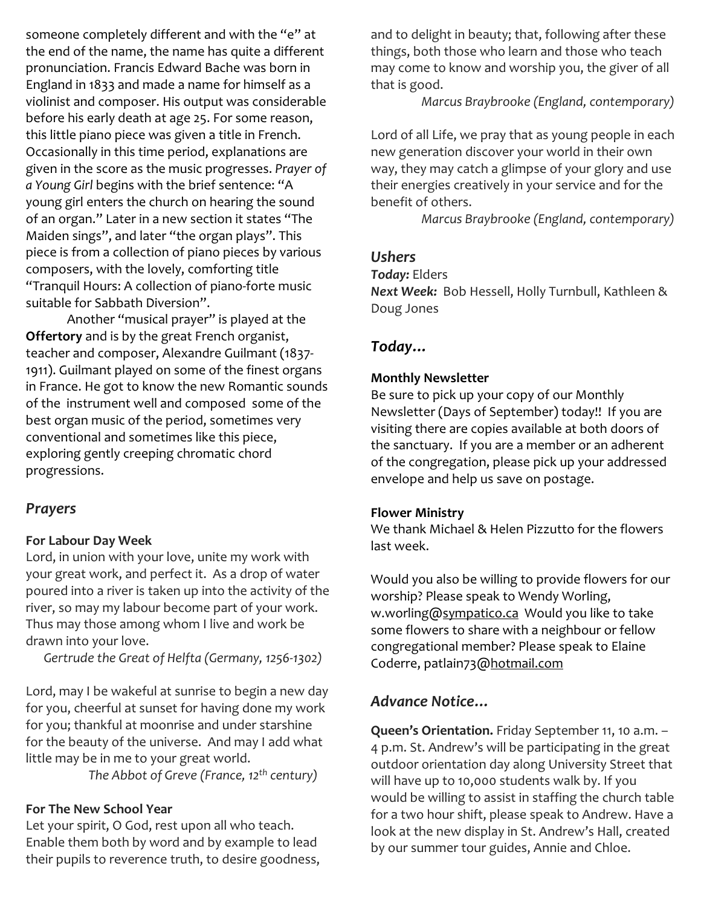someone completely different and with the "e" at the end of the name, the name has quite a different pronunciation. Francis Edward Bache was born in England in 1833 and made a name for himself as a violinist and composer. His output was considerable before his early death at age 25. For some reason, this little piano piece was given a title in French. Occasionally in this time period, explanations are given in the score as the music progresses. *Prayer of a Young Girl* begins with the brief sentence: "A young girl enters the church on hearing the sound of an organ." Later in a new section it states "The Maiden sings", and later "the organ plays". This piece is from a collection of piano pieces by various composers, with the lovely, comforting title "Tranquil Hours: A collection of piano-forte music suitable for Sabbath Diversion".

Another "musical prayer" is played at the **Offertory** and is by the great French organist, teacher and composer, Alexandre Guilmant (1837-1911). Guilmant played on some of the finest organs in France. He got to know the new Romantic sounds of the instrument well and composed some of the best organ music of the period, sometimes very conventional and sometimes like this piece, exploring gently creeping chromatic chord progressions.

## *Prayers*

**For Labour Day Week**

Lord, in union with your love, unite my work with your great work, and perfect it. As a drop of water poured into a river is taken up into the activity of the river, so may my labour become part of your work. Thus may those among whom I live and work be drawn into your love.

*Gertrude the Great of Helfta (Germany, 1256-1302)*

Lord, may I be wakeful at sunrise to begin a new day for you, cheerful at sunset for having done my work for you; thankful at moonrise and under starshine for the beauty of the universe. And may I add what little may be in me to your great world.

*The Abbot of Greve (France, 12th century)*

**For The New School Year**

Let your spirit, O God, rest upon all who teach. Enable them both by word and by example to lead their pupils to reverence truth, to desire goodness, and to delight in beauty; that, following after these things, both those who learn and those who teach may come to know and worship you, the giver of all that is good.

*Marcus Braybrooke (England, contemporary)*

Lord of all Life, we pray that as young people in each new generation discover your world in their own way, they may catch a glimpse of your glory and use their energies creatively in your service and for the benefit of others.

*Marcus Braybrooke (England, contemporary)*

## *Ushers*

***Today:*** Elders
***Next Week:*** Bob Hessell, Holly Turnbull, Kathleen & Doug Jones

## *Today…*

**Monthly Newsletter**

Be sure to pick up your copy of our Monthly Newsletter (Days of September) today!! If you are visiting there are copies available at both doors of the sanctuary. If you are a member or an adherent of the congregation, please pick up your addressed envelope and help us save on postage.

**Flower Ministry**

We thank Michael & Helen Pizzutto for the flowers last week.

Would you also be willing to provide flowers for our worship? Please speak to Wendy Worling, w.worling@sympatico.ca Would you like to take some flowers to share with a neighbour or fellow congregational member? Please speak to Elaine Coderre, patlain73@hotmail.com

## *Advance Notice…*

**Queen's Orientation.** Friday September 11, 10 a.m. – 4 p.m. St. Andrew's will be participating in the great outdoor orientation day along University Street that will have up to 10,000 students walk by. If you would be willing to assist in staffing the church table for a two hour shift, please speak to Andrew. Have a look at the new display in St. Andrew's Hall, created by our summer tour guides, Annie and Chloe.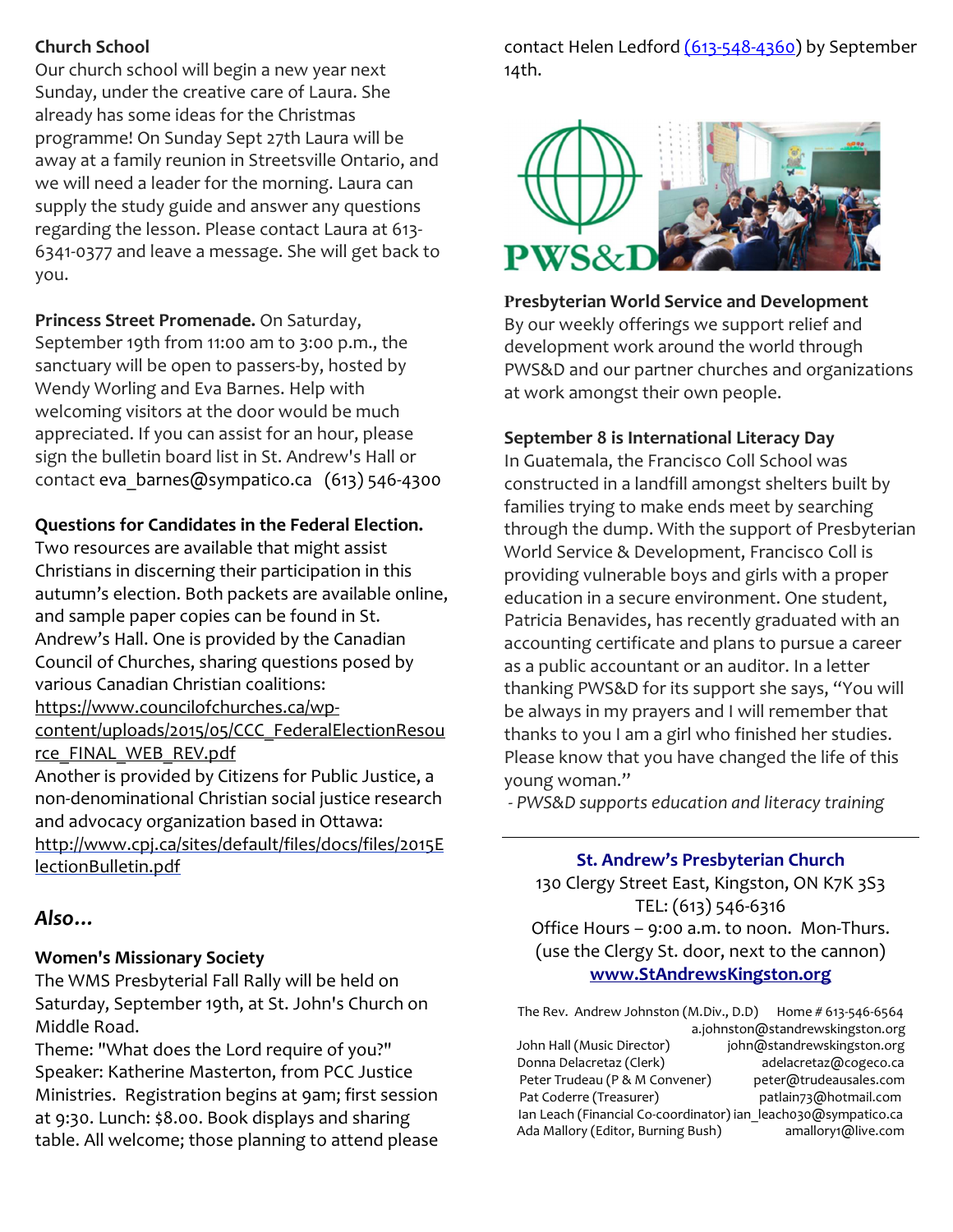**Church School**
Our church school will begin a new year next Sunday, under the creative care of Laura. She already has some ideas for the Christmas programme! On Sunday Sept 27th Laura will be away at a family reunion in Streetsville Ontario, and we will need a leader for the morning. Laura can supply the study guide and answer any questions regarding the lesson. Please contact Laura at 613-6341-0377 and leave a message. She will get back to you.

**Princess Street Promenade.** On Saturday, September 19th from 11:00 am to 3:00 p.m., the sanctuary will be open to passers-by, hosted by Wendy Worling and Eva Barnes. Help with welcoming visitors at the door would be much appreciated. If you can assist for an hour, please sign the bulletin board list in St. Andrew's Hall or contact eva_barnes@sympatico.ca (613) 546-4300

**Questions for Candidates in the Federal Election.**
Two resources are available that might assist Christians in discerning their participation in this autumn's election. Both packets are available online, and sample paper copies can be found in St. Andrew's Hall. One is provided by the Canadian Council of Churches, sharing questions posed by various Canadian Christian coalitions:
https://www.councilofchurches.ca/wp-content/uploads/2015/05/CCC_FederalElectionResource_FINAL_WEB_REV.pdf
Another is provided by Citizens for Public Justice, a non-denominational Christian social justice research and advocacy organization based in Ottawa:
http://www.cpj.ca/sites/default/files/docs/files/2015ElectionBulletin.pdf

## *Also…*

**Women's Missionary Society**
The WMS Presbyterial Fall Rally will be held on Saturday, September 19th, at St. John's Church on Middle Road.
Theme: "What does the Lord require of you?"
Speaker: Katherine Masterton, from PCC Justice Ministries. Registration begins at 9am; first session at 9:30. Lunch: $8.00. Book displays and sharing table. All welcome; those planning to attend please contact Helen Ledford (613-548-4360) by September 14th.

**Presbyterian World Service and Development**
By our weekly offerings we support relief and development work around the world through PWS&D and our partner churches and organizations at work amongst their own people.

**September 8 is International Literacy Day**
In Guatemala, the Francisco Coll School was constructed in a landfill amongst shelters built by families trying to make ends meet by searching through the dump. With the support of Presbyterian World Service & Development, Francisco Coll is providing vulnerable boys and girls with a proper education in a secure environment. One student, Patricia Benavides, has recently graduated with an accounting certificate and plans to pursue a career as a public accountant or an auditor. In a letter thanking PWS&D for its support she says, "You will be always in my prayers and I will remember that thanks to you I am a girl who finished her studies. Please know that you have changed the life of this young woman."
*- PWS&D supports education and literacy training*

---

**St. Andrew's Presbyterian Church**
130 Clergy Street East, Kingston, ON K7K 3S3
TEL: (613) 546-6316
Office Hours – 9:00 a.m. to noon. Mon-Thurs.
(use the Clergy St. door, next to the cannon)
**www.StAndrewsKingston.org**

| | |
|---|---|
| The Rev. Andrew Johnston (M.Div., D.D) | Home # 613-546-6564 a.johnston@standrewskingston.org |
| John Hall (Music Director) | john@standrewskingston.org |
| Donna Delacretaz (Clerk) | adelacretaz@cogeco.ca |
| Peter Trudeau (P & M Convener) | peter@trudeausales.com |
| Pat Coderre (Treasurer) | patlain73@hotmail.com |
| Ian Leach (Financial Co-coordinator) | ian_leach030@sympatico.ca |
| Ada Mallory (Editor, Burning Bush) | amallory1@live.com |